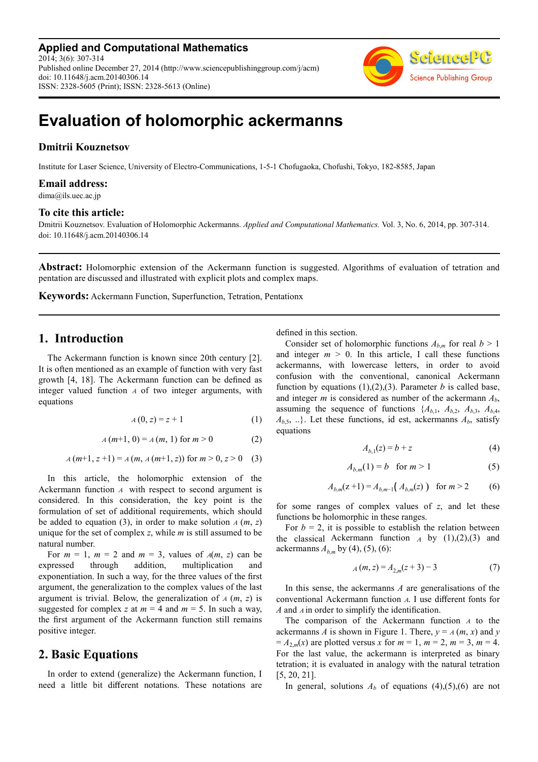# Evaluation of holomorphic ackermanns

**Dmitrii Kouznetsov**

Institute for Laser Science, University of Electro-Communications, 1-5-1 Chofugaoka, Chofushi, Tokyo, 182-8585, Japan

**Email address:**

dima@ils.uec.ac.jp

**To cite this article:**

Dmitrii Kouznetsov. Evaluation of Holomorphic Ackermanns. *Applied and Computational Mathematics.* Vol. 3, No. 6, 2014, pp. 307-314. doi: 10.11648/j.acm.20140306.14

---

**Abstract:** Holomorphic extension of the Ackermann function is suggested. Algorithms of evaluation of tetration and pentation are discussed and illustrated with explicit plots and complex maps.

**Keywords:** Ackermann Function, Superfunction, Tetration, Pentationx

---

## 1. Introduction

The Ackermann function is known since 20th century [2]. It is often mentioned as an example of function with very fast growth [4, 18]. The Ackermann function can be defined as integer valued function $\mathcal{A}$ of two integer arguments, with equations

$$\mathcal{A}(0, z) = z + 1 \tag{1}$$

$$\mathcal{A}(m+1, 0) = \mathcal{A}(m, 1) \text{ for } m > 0 \tag{2}$$

$$\mathcal{A}(m+1, z+1) = \mathcal{A}(m, \mathcal{A}(m+1, z)) \text{ for } m > 0, z > 0 \tag{3}$$

In this article, the holomorphic extension of the Ackermann function $\mathcal{A}$ with respect to second argument is considered. In this consideration, the key point is the formulation of set of additional requirements, which should be added to equation (3), in order to make solution $\mathcal{A}(m, z)$ unique for the set of complex $z$, while $m$ is still assumed to be natural number.

For $m = 1$, $m = 2$ and $m = 3$, values of $\mathcal{A}(m, z)$ can be expressed through addition, multiplication and exponentiation. In such a way, for the three values of the first argument, the generalization to the complex values of the last argument is trivial. Below, the generalization of $\mathcal{A}(m, z)$ is suggested for complex $z$ at $m = 4$ and $m = 5$. In such a way, the first argument of the Ackermann function still remains positive integer.

## 2. Basic Equations

In order to extend (generalize) the Ackermann function, I need a little bit different notations. These notations are defined in this section.

Consider set of holomorphic functions $A_{b,m}$ for real $b > 1$ and integer $m > 0$. In this article, I call these functions ackermanns, with lowercase letters, in order to avoid confusion with the conventional, canonical Ackermann function by equations (1),(2),(3). Parameter $b$ is called base, and integer $m$ is considered as number of the ackermann $A_b$, assuming the sequence of functions $\{A_{b,1}, A_{b,2}, A_{b,3}, A_{b,4}, A_{b,5}, ..\}$. Let these functions, id est, ackermanns $A_b$, satisfy equations

$$A_{b,1}(z) = b + z \tag{4}$$

$$A_{b,m}(1) = b \quad \text{for } m > 1 \tag{5}$$

$$A_{b,m}(z+1) = A_{b,m-1}\big(A_{b,m}(z)\big) \quad \text{for } m > 2 \tag{6}$$

for some ranges of complex values of $z$, and let these functions be holomorphic in these ranges.

For $b = 2$, it is possible to establish the relation between the classical Ackermann function $\mathcal{A}$ by (1),(2),(3) and ackermanns $A_{b,m}$ by (4), (5), (6):

$$\mathcal{A}(m, z) = A_{2,m}(z+3) - 3 \tag{7}$$

In this sense, the ackermanns $A$ are generalisations of the conventional Ackermann function $\mathcal{A}$. I use different fonts for $A$ and $\mathcal{A}$ in order to simplify the identification.

The comparison of the Ackermann function $\mathcal{A}$ to the ackermanns $A$ is shown in Figure 1. There, $y = \mathcal{A}(m, x)$ and $y = A_{2,m}(x)$ are plotted versus $x$ for $m = 1$, $m = 2$, $m = 3$, $m = 4$. For the last value, the ackermann is interpreted as binary tetration; it is evaluated in analogy with the natural tetration [5, 20, 21].

In general, solutions $A_b$ of equations (4),(5),(6) are not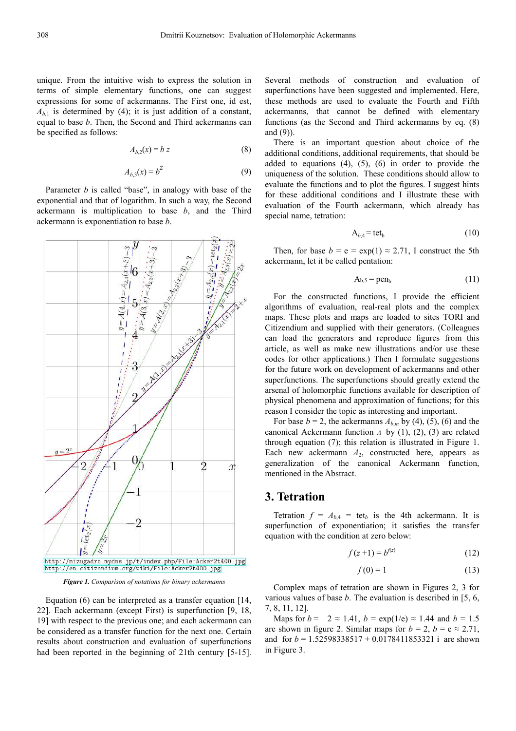unique. From the intuitive wish to express the solution in terms of simple elementary functions, one can suggest expressions for some of ackermanns. The First one, id est, $A_{b,1}$ is determined by (4); it is just addition of a constant, equal to base $b$. Then, the Second and Third ackermanns can be specified as follows:

$$A_{b,2}(x) = b\,z \tag{8}$$

$$A_{b,3}(x) = b^{z} \tag{9}$$

Parameter $b$ is called "base", in analogy with base of the exponential and that of logarithm. In such a way, the Second ackermann is multiplication to base $b$, and the Third ackermann is exponentiation to base $b$.

http://mizugadro.mydns.jp/t/index.php/File:Acker2t400.jpg
http://en.citizendium.org/wiki/File:Acker2t400.jpg

***Figure 1.*** *Comparison of notations for binary ackermanns*

Equation (6) can be interpreted as a transfer equation [14, 22]. Each ackermann (except First) is superfunction [9, 18, 19] with respect to the previous one; and each ackermann can be considered as a transfer function for the next one. Certain results about construction and evaluation of superfunctions had been reported in the beginning of 21th century [5-15].

Several methods of construction and evaluation of superfunctions have been suggested and implemented. Here, these methods are used to evaluate the Fourth and Fifth ackermanns, that cannot be defined with elementary functions (as the Second and Third ackermanns by eq. (8) and (9)).

There is an important question about choice of the additional conditions, additional requirements, that should be added to equations (4), (5), (6) in order to provide the uniqueness of the solution. These conditions should allow to evaluate the functions and to plot the figures. I suggest hints for these additional conditions and I illustrate these with evaluation of the Fourth ackermann, which already has special name, tetration:

$$\mathrm{A}_{b,4} = \mathrm{tet}_{\mathrm{b}} \tag{10}$$

Then, for base $b$ = e = exp(1) ≈ 2.71, I construct the 5th ackermann, let it be called pentation:

$$\mathrm{A}_{b,5} = \mathrm{pen}_{\mathrm{b}} \tag{11}$$

For the constructed functions, I provide the efficient algorithms of evaluation, real-real plots and the complex maps. These plots and maps are loaded to sites TORI and Citizendium and supplied with their generators. (Colleagues can load the generators and reproduce figures from this article, as well as make new illustrations and/or use these codes for other applications.) Then I formulate suggestions for the future work on development of ackermanns and other superfunctions. The superfunctions should greatly extend the arsenal of holomorphic functions available for description of physical phenomena and approximation of functions; for this reason I consider the topic as interesting and important.

For base $b$ = 2, the ackermanns $A_{b,m}$ by (4), (5), (6) and the canonical Ackermann function $\mathcal{A}$ by (1), (2), (3) are related through equation (7); this relation is illustrated in Figure 1. Each new ackermann $A_2$, constructed here, appears as generalization of the canonical Ackermann function, mentioned in the Abstract.

## 3. Tetration

Tetration $f = A_{b,4} = \mathrm{tet}_b$ is the 4th ackermann. It is superfunction of exponentiation; it satisfies the transfer equation with the condition at zero below:

$$f(z+1) = b^{f(z)} \tag{12}$$

$$f(0) = 1 \tag{13}$$

Complex maps of tetration are shown in Figures 2, 3 for various values of base $b$. The evaluation is described in [5, 6, 7, 8, 11, 12].

Maps for $b = \sqrt{2} \approx 1.41$, $b = \exp(1/e) \approx 1.44$ and $b = 1.5$ are shown in figure 2. Similar maps for $b = 2$, $b = e \approx 2.71$, and for $b = 1.52598338517 + 0.0178411853321\,i$ are shown in Figure 3.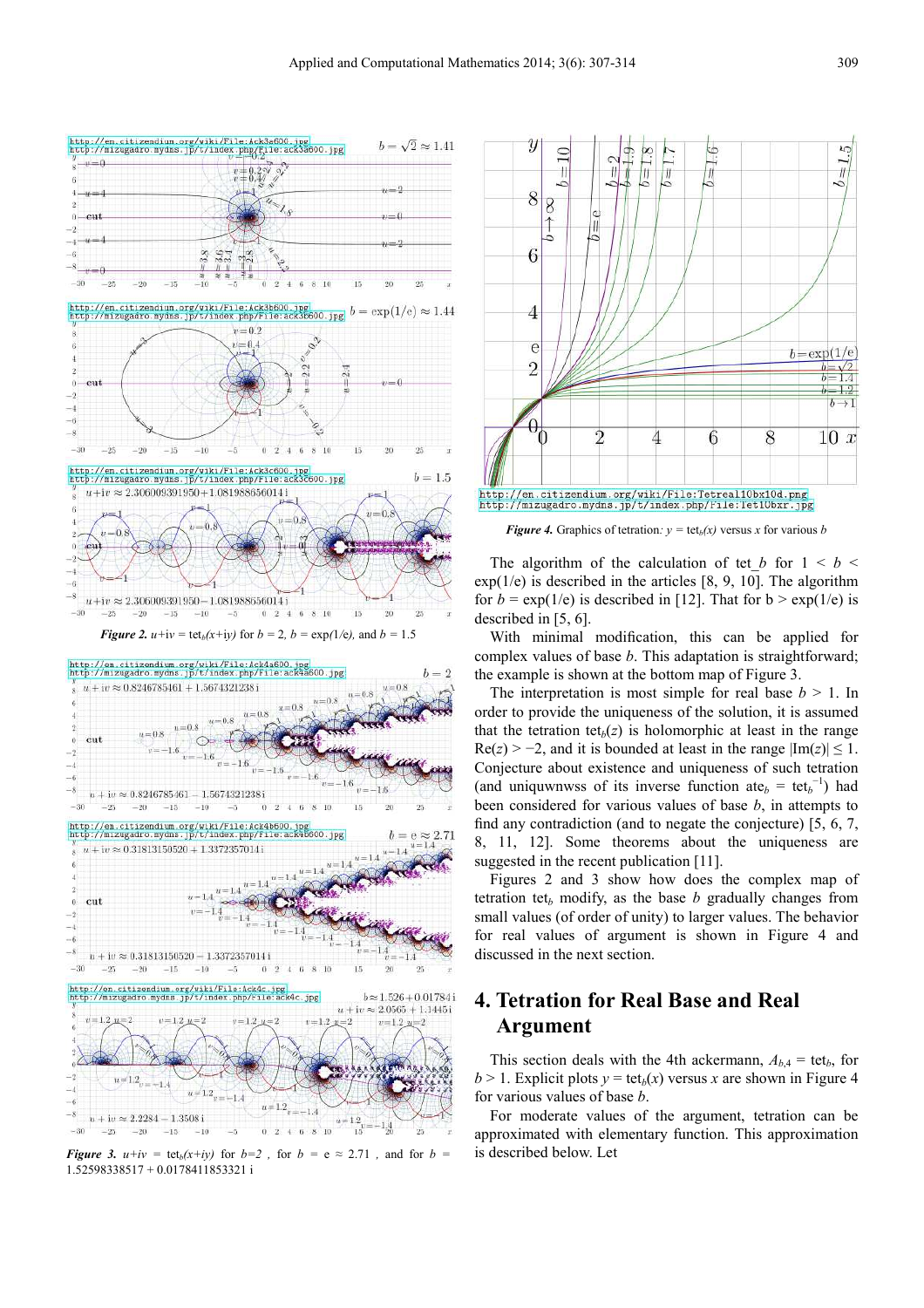*Figure 2.* $u+iv = \mathrm{tet}_b(x+iy)$ for $b = 2$, $b = \exp(1/e)$, and $b = 1.5$

*Figure 3.* $u+iv = \mathrm{tet}_b(x+iy)$ for $b=2$ , for $b = e \approx 2.71$ , and for $b = 1.52598338517 + 0.0178411853321\,i$

*Figure 4.* Graphics of tetration: $y = \mathrm{tet}_b(x)$ versus $x$ for various $b$

The algorithm of the calculation of tet_b for $1 < b < \exp(1/e)$ is described in the articles [8, 9, 10]. The algorithm for $b = \exp(1/e)$ is described in [12]. That for $b > \exp(1/e)$ is described in [5, 6].

With minimal modification, this can be applied for complex values of base $b$. This adaptation is straightforward; the example is shown at the bottom map of Figure 3.

The interpretation is most simple for real base $b > 1$. In order to provide the uniqueness of the solution, it is assumed that the tetration $\mathrm{tet}_b(z)$ is holomorphic at least in the range $\mathrm{Re}(z) > -2$, and it is bounded at least in the range $|\mathrm{Im}(z)| \leq 1$. Conjecture about existence and uniqueness of such tetration (and uniquwnwss of its inverse function $\mathrm{ate}_b = \mathrm{tet}_b^{-1}$) had been considered for various values of base $b$, in attempts to find any contradiction (and to negate the conjecture) [5, 6, 7, 8, 11, 12]. Some theorems about the uniqueness are suggested in the recent publication [11].

Figures 2 and 3 show how does the complex map of tetration $\mathrm{tet}_b$ modify, as the base $b$ gradually changes from small values (of order of unity) to larger values. The behavior for real values of argument is shown in Figure 4 and discussed in the next section.

# 4. Tetration for Real Base and Real Argument

This section deals with the 4th ackermann, $A_{b,4} = \mathrm{tet}_b$, for $b > 1$. Explicit plots $y = \mathrm{tet}_b(x)$ versus $x$ are shown in Figure 4 for various values of base $b$.

For moderate values of the argument, tetration can be approximated with elementary function. This approximation is described below. Let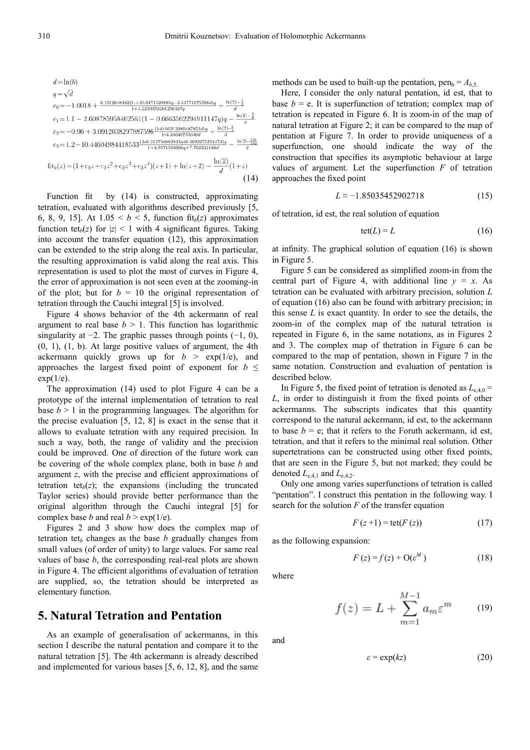$$d = \ln(b)$$
$$q = \sqrt{d}$$
$$c_0 = -1.0018 + \frac{0.1512848482(1.+33.0471529885q-3.51771875598d)q}{1+3.2255053261256337q} + \frac{\ln(2)-\frac{1}{2}}{d}$$
$$c_1 = 1.1 - 2.608785958462561(1 - 0.6663562294911147q)q - \frac{\ln(2)-\frac{5}{8}}{d}$$
$$c_2 = -0.96 + 3.0912038297987596\frac{(1+0.6021398048785318q)q}{1+4.240467556048d} + \frac{\ln(2)-\frac{2}{3}}{d}$$
$$c_3 = 1.2 - 10.44604984418533\frac{(1+0.213756892843q+0.369327525447d)q}{1+4.9571563666q+7.702332166d} - \frac{\ln(2)-\frac{131}{192}}{d}$$

$$\text{fit}_b(z) = (1+c_0 z+c_1 z^2+c_2 z^3+c_3 z^4)(z+1) + \ln(z+2) - \frac{\ln(2)}{d}(1+z) \tag{14}$$

Function fit by (14) is constructed, approximating tetration, evaluated with algorithms described previously [5, 6, 8, 9, 15]. At $1.05 < b < 5$, function $\text{fit}_b(z)$ approximates function $\text{tet}_b(z)$ for $|z| < 1$ with 4 significant figures. Taking into account the transfer equation (12), this approximation can be extended to the strip along the real axis. In particular, the resulting approximation is valid along the real axis. This representation is used to plot the most of curves in Figure 4, the error of approximation is not seen even at the zooming-in of the plot; but for $b = 10$ the original representation of tetration through the Cauchi integral [5] is involved.

Figure 4 shows behavior of the 4th ackermann of real argument to real base $b > 1$. This function has logarithmic singularity at $-2$. The graphic passes through points $(-1, 0)$, $(0, 1)$, $(1, b)$. At large positive values of argument, the 4th ackermann quickly grows up for $b > \exp(1/e)$, and approaches the largest fixed point of exponent for $b \leq \exp(1/e)$.

The approximation (14) used to plot Figure 4 can be a prototype of the internal implementation of tetration to real base $b > 1$ in the programming languages. The algorithm for the precise evaluation [5, 12, 8] is exact in the sense that it allows to evaluate tetration with any required precision. In such a way, both, the range of validity and the precision could be improved. One of direction of the future work can be covering of the whole complex plane, both in base $b$ and argument $z$, with the precise and efficient approximations of tetration $\text{tet}_b(z)$; the expansions (including the truncated Taylor series) should provide better performance than the original algorithm through the Cauchi integral [5] for complex base $b$ and real $b > \exp(1/e)$.

Figures 2 and 3 show how does the complex map of tetration $\text{tet}_b$ changes as the base $b$ gradually changes from small values (of order of unity) to large values. For same real values of base $b$, the corresponding real-real plots are shown in Figure 4. The efficient algorithms of evaluation of tetration are supplied, so, the tetration should be interpreted as elementary function.

## 5. Natural Tetration and Pentation

As an example of generalisation of ackermanns, in this section I describe the natural pentation and compare it to the natural tetration [5]. The 4th ackermann is already described and implemented for various bases [5, 6, 12, 8], and the same methods can be used to built-up the pentation, $\text{pen}_b = A_{b,5}$.

Here, I consider the only natural pentation, id est, that to base $b = e$. It is superfunction of tetration; complex map of tetration is repeated in Figure 6. It is zoom-in of the map of natural tetration at Figure 2; it can be compared to the map of pentation at Figure 7. In order to provide uniqueness of a superfunction, one should indicate the way of the construction that specifies its asymptotic behaviour at large values of argument. Let the superfunction $F$ of tetration approaches the fixed point

$$L \approx -1.85035452902718 \tag{15}$$

of tetration, id est, the real solution of equation

$$\text{tet}(L) = L \tag{16}$$

at infinity. The graphical solution of equation (16) is shown in Figure 5.

Figure 5 can be considered as simplified zoom-in from the central part of Figure 4, with additional line $y = x$. As tetration can be evaluated with arbitrary precision, solution $L$ of equation (16) also can be found with arbitrary precision; in this sense $L$ is exact quantity. In order to see the details, the zoom-in of the complex map of the natural tetration is repeated in Figure 6, in the same notations, as in Figures 2 and 3. The complex map of thetration in Figure 6 can be compared to the map of pentation, shown in Figure 7 in the same notation. Construction and evaluation of pentation is described below.

In Figure 5, the fixed point of tetration is denoted as $L_{e,4,0} = L$, in order to distinguish it from the fixed points of other ackermanns. The subscripts indicates that this quantity correspond to the natural ackermann, id est, to the ackermann to base $b = e$; that it refers to the Foruth ackermann, id est, tetration, and that it refers to the minimal real solution. Other supertetrations can be constructed using other fixed points, that are seen in the Figure 5, but not marked; they could be denoted $L_{e,4,1}$ and $L_{e,4,2}$.

Only one among varies superfunctions of tetration is called "pentation". I construct this pentation in the following way. I search for the solution $F$ of the transfer equation

$$F(z+1) = \text{tet}(F(z)) \tag{17}$$

as the following expansion:

$$F(z) = f(z) + O(\varepsilon^M) \tag{18}$$

where

$$f(z) = L + \sum_{m=1}^{M-1} a_m \varepsilon^m \tag{19}$$

and

$$\varepsilon = \exp(kz) \tag{20}$$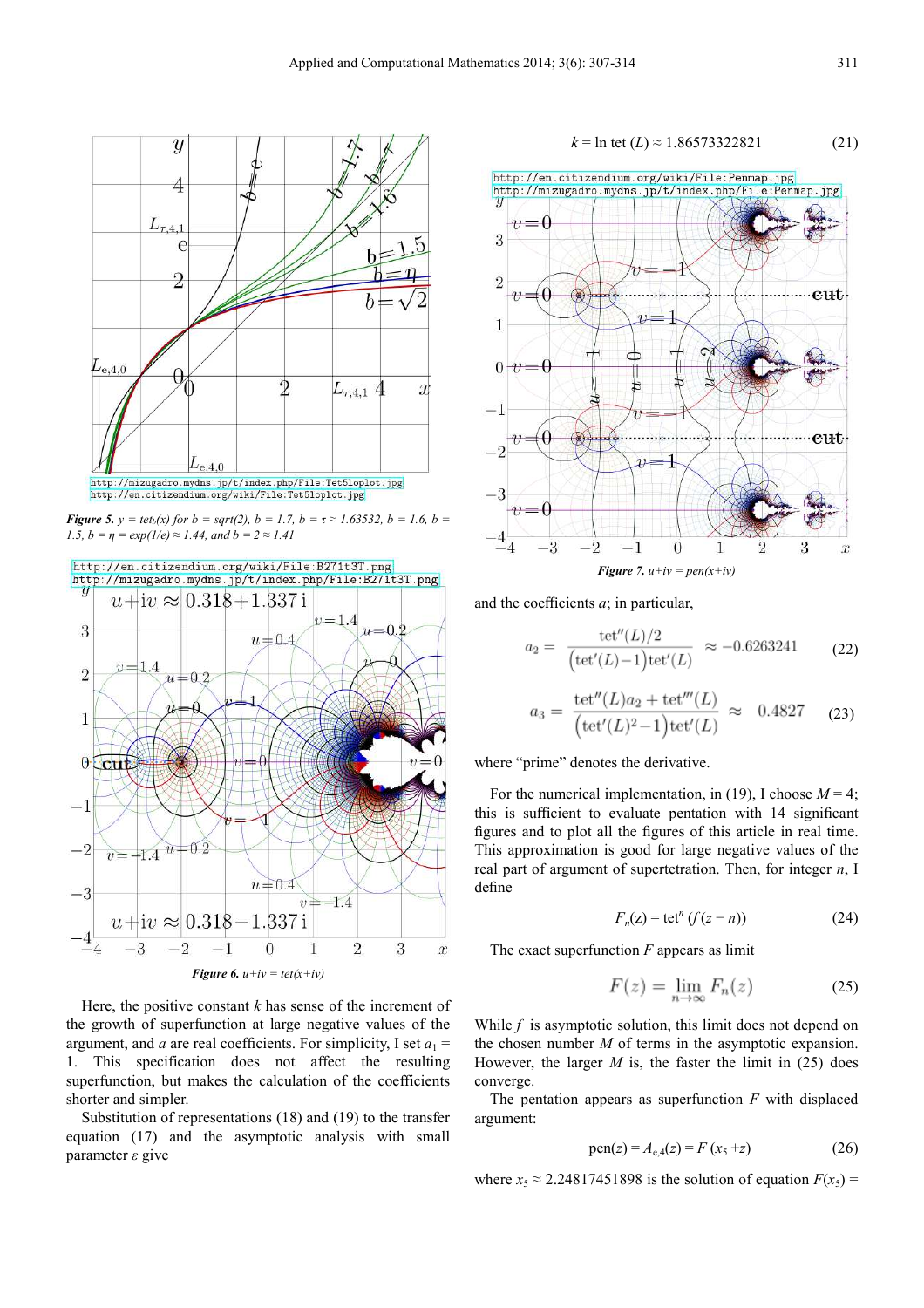http://mizugadro.mydns.jp/t/index.php/File:Tet5loplot.jpg
http://en.citizendium.org/wiki/File:Tet5loplot.jpg

***Figure 5.*** *$y = \mathrm{tet}_b(x)$ for $b = \mathrm{sqrt}(2)$, $b = 1.7$, $b = \tau \approx 1.63532$, $b = 1.6$, $b = 1.5$, $b = \eta = \exp(1/e) \approx 1.44$, and $b = 2 \approx 1.41$*

http://en.citizendium.org/wiki/File:B271t3T.png
http://mizugadro.mydns.jp/t/index.php/File:B271t3T.png

***Figure 6.*** *$u+iv = \mathrm{tet}(x+iv)$*

Here, the positive constant $k$ has sense of the increment of the growth of superfunction at large negative values of the argument, and $a$ are real coefficients. For simplicity, I set $a_1 = 1$. This specification does not affect the resulting superfunction, but makes the calculation of the coefficients shorter and simpler.

Substitution of representations (18) and (19) to the transfer equation (17) and the asymptotic analysis with small parameter $\varepsilon$ give

$$k = \ln \mathrm{tet}(L) \approx 1.86573322821 \tag{21}$$

http://en.citizendium.org/wiki/File:Penmap.jpg
http://mizugadro.mydns.jp/t/index.php/File:Penmap.jpg

***Figure 7.*** *$u+iv = \mathrm{pen}(x+iv)$*

and the coefficients $a$; in particular,

$$a_2 = \frac{\mathrm{tet}''(L)/2}{\big(\mathrm{tet}'(L)-1\big)\mathrm{tet}'(L)} \approx -0.6263241 \tag{22}$$

$$a_3 = \frac{\mathrm{tet}''(L)a_2 + \mathrm{tet}'''(L)}{\big(\mathrm{tet}'(L)^2-1\big)\mathrm{tet}'(L)} \approx 0.4827 \tag{23}$$

where "prime" denotes the derivative.

For the numerical implementation, in (19), I choose $M = 4$; this is sufficient to evaluate pentation with 14 significant figures and to plot all the figures of this article in real time. This approximation is good for large negative values of the real part of argument of supertetration. Then, for integer $n$, I define

$$F_n(z) = \mathrm{tet}^n\left(f(z-n)\right) \tag{24}$$

The exact superfunction $F$ appears as limit

$$F(z) = \lim_{n\to\infty} F_n(z) \tag{25}$$

While $f$ is asymptotic solution, this limit does not depend on the chosen number $M$ of terms in the asymptotic expansion. However, the larger $M$ is, the faster the limit in (25) does converge.

The pentation appears as superfunction $F$ with displaced argument:

$$\mathrm{pen}(z) = A_{\mathrm{e},4}(z) = F(x_5 + z) \tag{26}$$

where $x_5 \approx 2.24817451898$ is the solution of equation $F(x_5) =$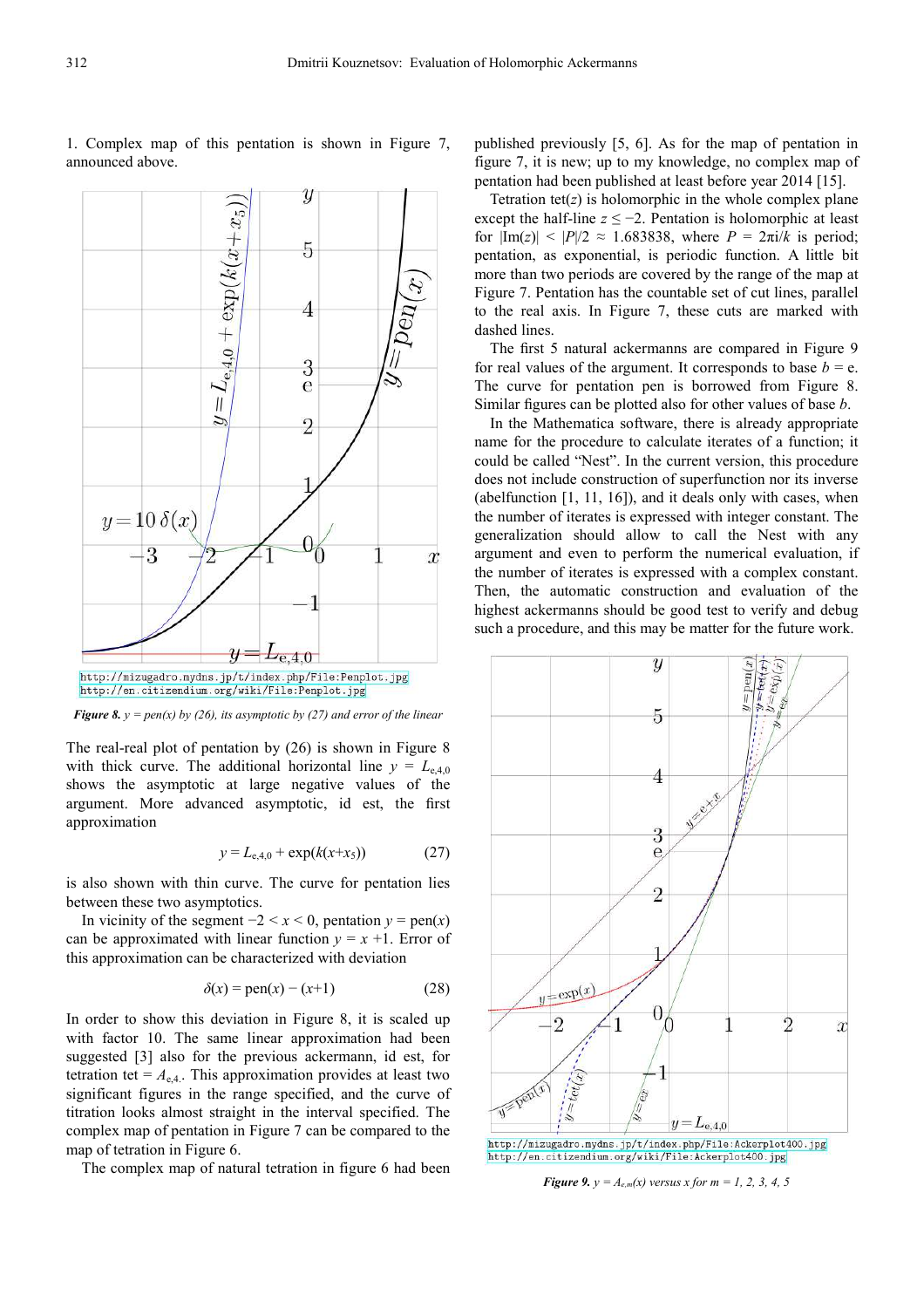1. Complex map of this pentation is shown in Figure 7, announced above.

http://mizugadro.mydns.jp/t/index.php/File:Penplot.jpg
http://en.citizendium.org/wiki/File:Penplot.jpg

***Figure 8.*** *$y$ = pen($x$) by (26), its asymptotic by (27) and error of the linear*

The real-real plot of pentation by (26) is shown in Figure 8 with thick curve. The additional horizontal line $y = L_{e,4,0}$ shows the asymptotic at large negative values of the argument. More advanced asymptotic, id est, the first approximation

$$y = L_{e,4,0} + \exp(k(x+x_5)) \qquad (27)$$

is also shown with thin curve. The curve for pentation lies between these two asymptotics.

In vicinity of the segment $-2 < x < 0$, pentation $y = \text{pen}(x)$ can be approximated with linear function $y = x + 1$. Error of this approximation can be characterized with deviation

$$\delta(x) = \text{pen}(x) - (x+1) \qquad (28)$$

In order to show this deviation in Figure 8, it is scaled up with factor 10. The same linear approximation had been suggested [3] also for the previous ackermann, id est, for tetration tet = $A_{e,4}$. This approximation provides at least two significant figures in the range specified, and the curve of titration looks almost straight in the interval specified. The complex map of pentation in Figure 7 can be compared to the map of tetration in Figure 6.

The complex map of natural tetration in figure 6 had been published previously [5, 6]. As for the map of pentation in figure 7, it is new; up to my knowledge, no complex map of pentation had been published at least before year 2014 [15].

Tetration tet($z$) is holomorphic in the whole complex plane except the half-line $z \le -2$. Pentation is holomorphic at least for $|\text{Im}(z)| < |P|/2 \approx 1.683838$, where $P = 2\pi\text{i}/k$ is period; pentation, as exponential, is periodic function. A little bit more than two periods are covered by the range of the map at Figure 7. Pentation has the countable set of cut lines, parallel to the real axis. In Figure 7, these cuts are marked with dashed lines.

The first 5 natural ackermanns are compared in Figure 9 for real values of the argument. It corresponds to base $b$ = e. The curve for pentation pen is borrowed from Figure 8. Similar figures can be plotted also for other values of base $b$.

In the Mathematica software, there is already appropriate name for the procedure to calculate iterates of a function; it could be called "Nest". In the current version, this procedure does not include construction of superfunction nor its inverse (abelfunction [1, 11, 16]), and it deals only with cases, when the number of iterates is expressed with integer constant. The generalization should allow to call the Nest with any argument and even to perform the numerical evaluation, if the number of iterates is expressed with a complex constant. Then, the automatic construction and evaluation of the highest ackermanns should be good test to verify and debug such a procedure, and this may be matter for the future work.

http://mizugadro.mydns.jp/t/index.php/File:Ackerplot400.jpg
http://en.citizendium.org/wiki/File:Ackerplot400.jpg

***Figure 9.*** *$y = A_{e,m}(x)$ versus $x$ for $m$ = 1, 2, 3, 4, 5*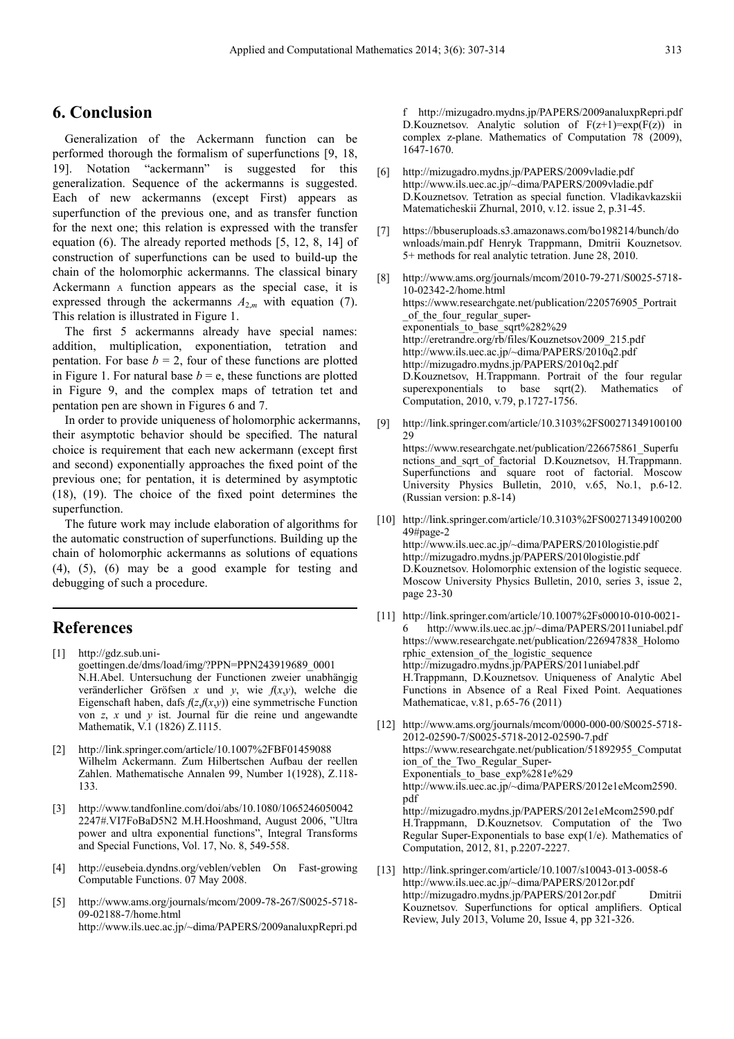## 6. Conclusion

Generalization of the Ackermann function can be performed thorough the formalism of superfunctions [9, 18, 19]. Notation "ackermann" is suggested for this generalization. Sequence of the ackermanns is suggested. Each of new ackermanns (except First) appears as superfunction of the previous one, and as transfer function for the next one; this relation is expressed with the transfer equation (6). The already reported methods [5, 12, 8, 14] of construction of superfunctions can be used to build-up the chain of the holomorphic ackermanns. The classical binary Ackermann A function appears as the special case, it is expressed through the ackermanns $A_{2,m}$ with equation (7). This relation is illustrated in Figure 1.

The first 5 ackermanns already have special names: addition, multiplication, exponentiation, tetration and pentation. For base $b = 2$, four of these functions are plotted in Figure 1. For natural base $b = \mathrm{e}$, these functions are plotted in Figure 9, and the complex maps of tetration tet and pentation pen are shown in Figures 6 and 7.

In order to provide uniqueness of holomorphic ackermanns, their asymptotic behavior should be specified. The natural choice is requirement that each new ackermann (except first and second) exponentially approaches the fixed point of the previous one; for pentation, it is determined by asymptotic (18), (19). The choice of the fixed point determines the superfunction.

The future work may include elaboration of algorithms for the automatic construction of superfunctions. Building up the chain of holomorphic ackermanns as solutions of equations (4), (5), (6) may be a good example for testing and debugging of such a procedure.

## References

[1] http://gdz.sub.uni-goettingen.de/dms/load/img/?PPN=PPN243919689_0001 N.H.Abel. Untersuchung der Functionen zweier unabhängig veränderlicher Gröfsen $x$ und $y$, wie $f(x,y)$, welche die Eigenschaft haben, dafs $f(z,f(x,y))$ eine symmetrische Function von $z$, $x$ und $y$ ist. Journal für die reine und angewandte Mathematik, V.1 (1826) Z.1115.

[2] http://link.springer.com/article/10.1007%2FBF01459088 Wilhelm Ackermann. Zum Hilbertschen Aufbau der reellen Zahlen. Mathematische Annalen 99, Number 1(1928), Z.118-133.

[3] http://www.tandfonline.com/doi/abs/10.1080/1065246050042 2247#.VI7FoBaD5N2 M.H.Hooshmand, August 2006, "Ultra power and ultra exponential functions", Integral Transforms and Special Functions, Vol. 17, No. 8, 549-558.

[4] http://eusebeia.dyndns.org/veblen/veblen On Fast-growing Computable Functions. 07 May 2008.

[5] http://www.ams.org/journals/mcom/2009-78-267/S0025-5718-09-02188-7/home.html http://www.ils.uec.ac.jp/~dima/PAPERS/2009analuxpRepri.pdf http://mizugadro.mydns.jp/PAPERS/2009analuxpRepri.pdf D.Kouznetsov. Analytic solution of $F(z+1)=\exp(F(z))$ in complex z-plane. Mathematics of Computation 78 (2009), 1647-1670.

[6] http://mizugadro.mydns.jp/PAPERS/2009vladie.pdf http://www.ils.uec.ac.jp/~dima/PAPERS/2009vladie.pdf D.Kouznetsov. Tetration as special function. Vladikavkazskii Matematicheskii Zhurnal, 2010, v.12. issue 2, p.31-45.

[7] https://bbuseruploads.s3.amazonaws.com/bo198214/bunch/downloads/main.pdf Henryk Trappmann, Dmitrii Kouznetsov. 5+ methods for real analytic tetration. June 28, 2010.

[8] http://www.ams.org/journals/mcom/2010-79-271/S0025-5718-10-02342-2/home.html https://www.researchgate.net/publication/220576905_Portrait_of_the_four_regular_super-exponentials_to_base_sqrt%282%29 http://eretrandre.org/rb/files/Kouznetsov2009_215.pdf http://www.ils.uec.ac.jp/~dima/PAPERS/2010q2.pdf http://mizugadro.mydns.jp/PAPERS/2010q2.pdf D.Kouznetsov, H.Trappmann. Portrait of the four regular superexponentials to base sqrt(2). Mathematics of Computation, 2010, v.79, p.1727-1756.

[9] http://link.springer.com/article/10.3103%2FS0027134910010029 https://www.researchgate.net/publication/226675861_Superfunctions_and_sqrt_of_factorial D.Kouznetsov, H.Trappmann. Superfunctions and square root of factorial. Moscow University Physics Bulletin, 2010, v.65, No.1, p.6-12. (Russian version: p.8-14)

[10] http://link.springer.com/article/10.3103%2FS0027134910020049#page-2 http://www.ils.uec.ac.jp/~dima/PAPERS/2010logistie.pdf http://mizugadro.mydns.jp/PAPERS/2010logistie.pdf D.Kouznetsov. Holomorphic extension of the logistic sequece. Moscow University Physics Bulletin, 2010, series 3, issue 2, page 23-30

[11] http://link.springer.com/article/10.1007%2Fs00010-010-0021-6 http://www.ils.uec.ac.jp/~dima/PAPERS/2011uniabel.pdf https://www.researchgate.net/publication/226947838_Holomorphic_extension_of_the_logistic_sequence http://mizugadro.mydns.jp/PAPERS/2011uniabel.pdf H.Trappmann, D.Kouznetsov. Uniqueness of Analytic Abel Functions in Absence of a Real Fixed Point. Aequationes Mathematicae, v.81, p.65-76 (2011)

[12] http://www.ams.org/journals/mcom/0000-000-00/S0025-5718-2012-02590-7/S0025-5718-2012-02590-7.pdf https://www.researchgate.net/publication/51892955_Computation_of_the_Two_Regular_Super-Exponentials_to_base_exp%281e%29 http://www.ils.uec.ac.jp/~dima/PAPERS/2012e1eMcom2590.pdf http://mizugadro.mydns.jp/PAPERS/2012e1eMcom2590.pdf H.Trappmann, D.Kouznetsov. Computation of the Two Regular Super-Exponentials to base exp(1/e). Mathematics of Computation, 2012, 81, p.2207-2227.

[13] http://link.springer.com/article/10.1007/s10043-013-0058-6 http://www.ils.uec.ac.jp/~dima/PAPERS/2012or.pdf http://mizugadro.mydns.jp/PAPERS/2012or.pdf Dmitrii Kouznetsov. Superfunctions for optical amplifiers. Optical Review, July 2013, Volume 20, Issue 4, pp 321-326.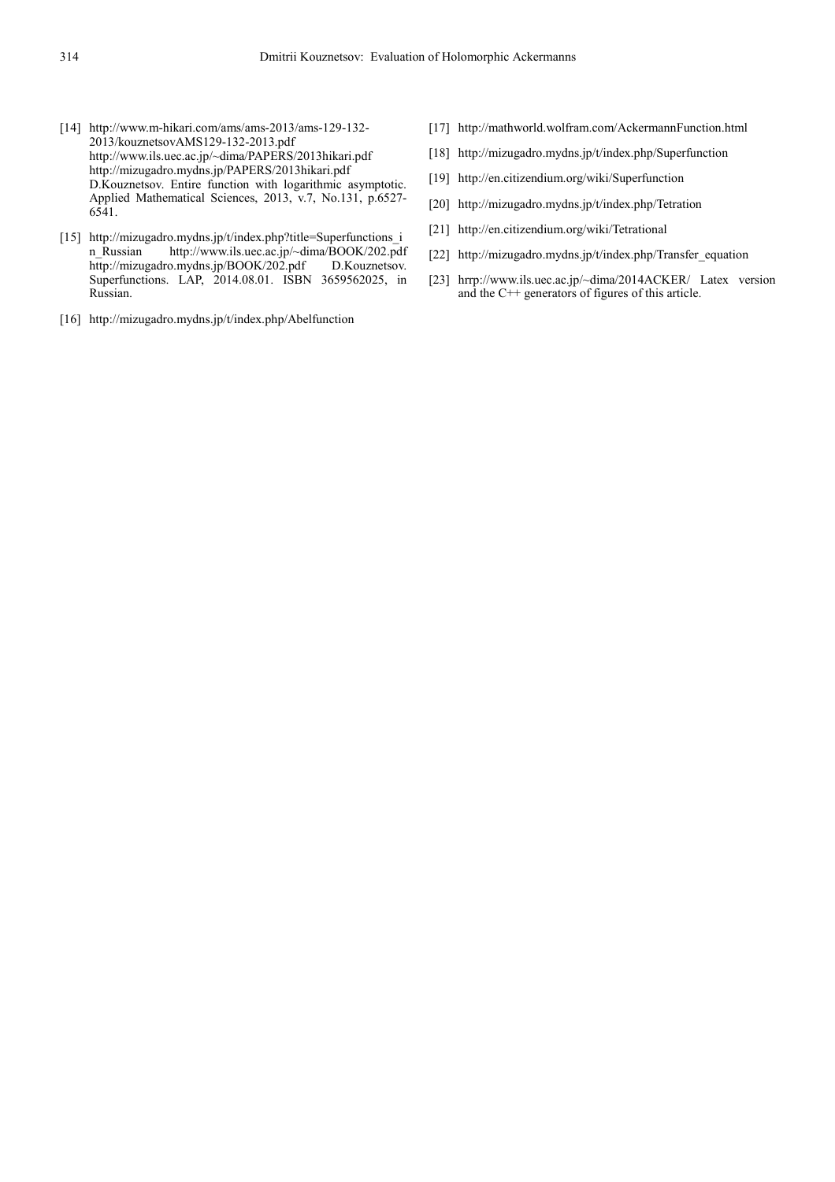[14] http://www.m-hikari.com/ams/ams-2013/ams-129-132-2013/kouznetsovAMS129-132-2013.pdf http://www.ils.uec.ac.jp/~dima/PAPERS/2013hikari.pdf http://mizugadro.mydns.jp/PAPERS/2013hikari.pdf D.Kouznetsov. Entire function with logarithmic asymptotic. Applied Mathematical Sciences, 2013, v.7, No.131, p.6527-6541.

[15] http://mizugadro.mydns.jp/t/index.php?title=Superfunctions_in_Russian http://www.ils.uec.ac.jp/~dima/BOOK/202.pdf http://mizugadro.mydns.jp/BOOK/202.pdf D.Kouznetsov. Superfunctions. LAP, 2014.08.01. ISBN 3659562025, in Russian.

[16] http://mizugadro.mydns.jp/t/index.php/Abelfunction

[17] http://mathworld.wolfram.com/AckermannFunction.html

[18] http://mizugadro.mydns.jp/t/index.php/Superfunction

[19] http://en.citizendium.org/wiki/Superfunction

[20] http://mizugadro.mydns.jp/t/index.php/Tetration

[21] http://en.citizendium.org/wiki/Tetrational

[22] http://mizugadro.mydns.jp/t/index.php/Transfer_equation

[23] hrrp://www.ils.uec.ac.jp/~dima/2014ACKER/ Latex version and the C++ generators of figures of this article.